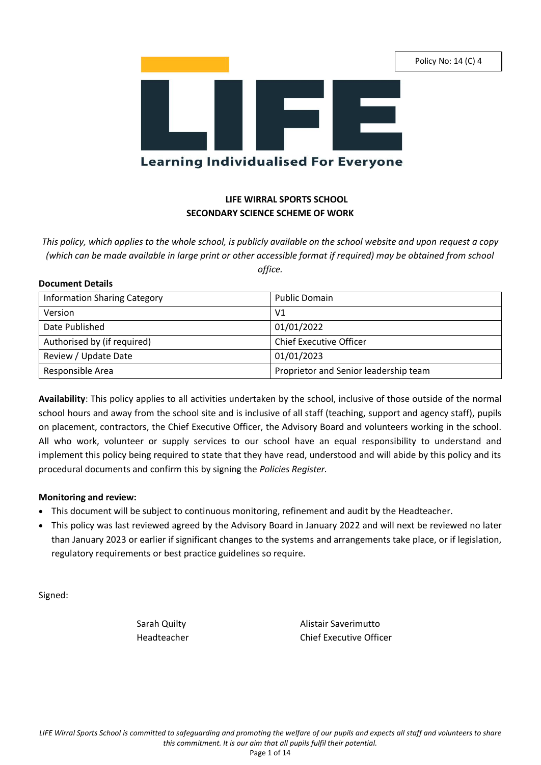Policy No: 14 (C) 4

LIFE

Learning Individualised For Everyone

# LIFE WIRRAL SPORTS SCHOOL
# SECONDARY SCIENCE SCHEME OF WORK

*This policy, which applies to the whole school, is publicly available on the school website and upon request a copy (which can be made available in large print or other accessible format if required) may be obtained from school office.*

**Document Details**

| Information Sharing Category | Public Domain |
|---|---|
| Version | V1 |
| Date Published | 01/01/2022 |
| Authorised by (if required) | Chief Executive Officer |
| Review / Update Date | 01/01/2023 |
| Responsible Area | Proprietor and Senior leadership team |

**Availability**: This policy applies to all activities undertaken by the school, inclusive of those outside of the normal school hours and away from the school site and is inclusive of all staff (teaching, support and agency staff), pupils on placement, contractors, the Chief Executive Officer, the Advisory Board and volunteers working in the school. All who work, volunteer or supply services to our school have an equal responsibility to understand and implement this policy being required to state that they have read, understood and will abide by this policy and its procedural documents and confirm this by signing the *Policies Register.*

**Monitoring and review:**

- This document will be subject to continuous monitoring, refinement and audit by the Headteacher.
- This policy was last reviewed agreed by the Advisory Board in January 2022 and will next be reviewed no later than January 2023 or earlier if significant changes to the systems and arrangements take place, or if legislation, regulatory requirements or best practice guidelines so require.

Signed:

Sarah Quilty
Headteacher

Alistair Saverimutto
Chief Executive Officer

*LIFE Wirral Sports School is committed to safeguarding and promoting the welfare of our pupils and expects all staff and volunteers to share this commitment. It is our aim that all pupils fulfil their potential.*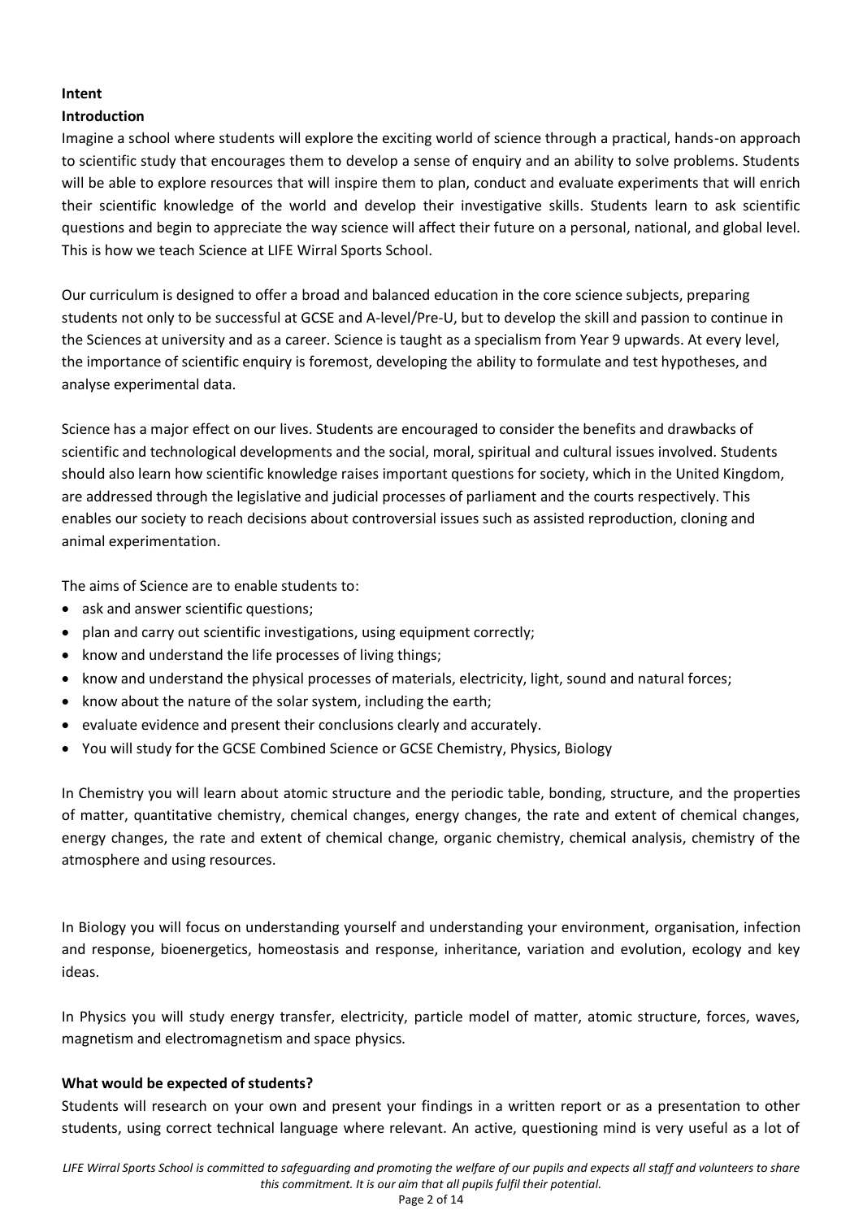**Intent**

**Introduction**

Imagine a school where students will explore the exciting world of science through a practical, hands-on approach to scientific study that encourages them to develop a sense of enquiry and an ability to solve problems. Students will be able to explore resources that will inspire them to plan, conduct and evaluate experiments that will enrich their scientific knowledge of the world and develop their investigative skills. Students learn to ask scientific questions and begin to appreciate the way science will affect their future on a personal, national, and global level. This is how we teach Science at LIFE Wirral Sports School.

Our curriculum is designed to offer a broad and balanced education in the core science subjects, preparing students not only to be successful at GCSE and A-level/Pre-U, but to develop the skill and passion to continue in the Sciences at university and as a career. Science is taught as a specialism from Year 9 upwards. At every level, the importance of scientific enquiry is foremost, developing the ability to formulate and test hypotheses, and analyse experimental data.

Science has a major effect on our lives. Students are encouraged to consider the benefits and drawbacks of scientific and technological developments and the social, moral, spiritual and cultural issues involved. Students should also learn how scientific knowledge raises important questions for society, which in the United Kingdom, are addressed through the legislative and judicial processes of parliament and the courts respectively. This enables our society to reach decisions about controversial issues such as assisted reproduction, cloning and animal experimentation.

The aims of Science are to enable students to:

- ask and answer scientific questions;
- plan and carry out scientific investigations, using equipment correctly;
- know and understand the life processes of living things;
- know and understand the physical processes of materials, electricity, light, sound and natural forces;
- know about the nature of the solar system, including the earth;
- evaluate evidence and present their conclusions clearly and accurately.
- You will study for the GCSE Combined Science or GCSE Chemistry, Physics, Biology

In Chemistry you will learn about atomic structure and the periodic table, bonding, structure, and the properties of matter, quantitative chemistry, chemical changes, energy changes, the rate and extent of chemical changes, energy changes, the rate and extent of chemical change, organic chemistry, chemical analysis, chemistry of the atmosphere and using resources.

In Biology you will focus on understanding yourself and understanding your environment, organisation, infection and response, bioenergetics, homeostasis and response, inheritance, variation and evolution, ecology and key ideas.

In Physics you will study energy transfer, electricity, particle model of matter, atomic structure, forces, waves, magnetism and electromagnetism and space physics.

**What would be expected of students?**

Students will research on your own and present your findings in a written report or as a presentation to other students, using correct technical language where relevant. An active, questioning mind is very useful as a lot of

*LIFE Wirral Sports School is committed to safeguarding and promoting the welfare of our pupils and expects all staff and volunteers to share this commitment. It is our aim that all pupils fulfil their potential.*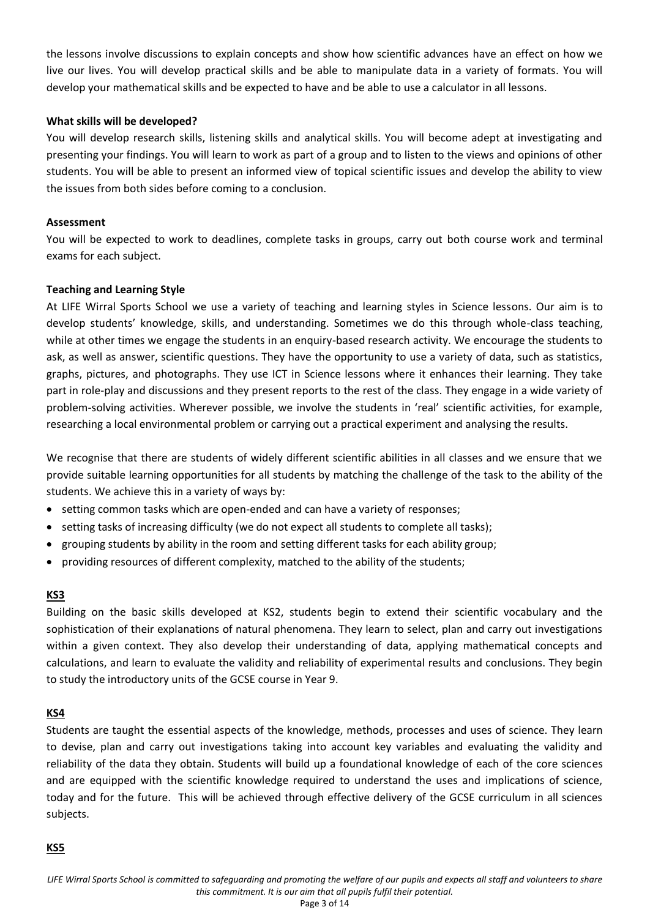the lessons involve discussions to explain concepts and show how scientific advances have an effect on how we live our lives. You will develop practical skills and be able to manipulate data in a variety of formats. You will develop your mathematical skills and be expected to have and be able to use a calculator in all lessons.

**What skills will be developed?**

You will develop research skills, listening skills and analytical skills. You will become adept at investigating and presenting your findings. You will learn to work as part of a group and to listen to the views and opinions of other students. You will be able to present an informed view of topical scientific issues and develop the ability to view the issues from both sides before coming to a conclusion.

**Assessment**

You will be expected to work to deadlines, complete tasks in groups, carry out both course work and terminal exams for each subject.

**Teaching and Learning Style**

At LIFE Wirral Sports School we use a variety of teaching and learning styles in Science lessons. Our aim is to develop students' knowledge, skills, and understanding. Sometimes we do this through whole-class teaching, while at other times we engage the students in an enquiry-based research activity. We encourage the students to ask, as well as answer, scientific questions. They have the opportunity to use a variety of data, such as statistics, graphs, pictures, and photographs. They use ICT in Science lessons where it enhances their learning. They take part in role-play and discussions and they present reports to the rest of the class. They engage in a wide variety of problem-solving activities. Wherever possible, we involve the students in 'real' scientific activities, for example, researching a local environmental problem or carrying out a practical experiment and analysing the results.

We recognise that there are students of widely different scientific abilities in all classes and we ensure that we provide suitable learning opportunities for all students by matching the challenge of the task to the ability of the students. We achieve this in a variety of ways by:

- setting common tasks which are open-ended and can have a variety of responses;
- setting tasks of increasing difficulty (we do not expect all students to complete all tasks);
- grouping students by ability in the room and setting different tasks for each ability group;
- providing resources of different complexity, matched to the ability of the students;

**KS3**

Building on the basic skills developed at KS2, students begin to extend their scientific vocabulary and the sophistication of their explanations of natural phenomena. They learn to select, plan and carry out investigations within a given context. They also develop their understanding of data, applying mathematical concepts and calculations, and learn to evaluate the validity and reliability of experimental results and conclusions. They begin to study the introductory units of the GCSE course in Year 9.

**KS4**

Students are taught the essential aspects of the knowledge, methods, processes and uses of science. They learn to devise, plan and carry out investigations taking into account key variables and evaluating the validity and reliability of the data they obtain. Students will build up a foundational knowledge of each of the core sciences and are equipped with the scientific knowledge required to understand the uses and implications of science, today and for the future. This will be achieved through effective delivery of the GCSE curriculum in all sciences subjects.

**KS5**

*LIFE Wirral Sports School is committed to safeguarding and promoting the welfare of our pupils and expects all staff and volunteers to share this commitment. It is our aim that all pupils fulfil their potential.*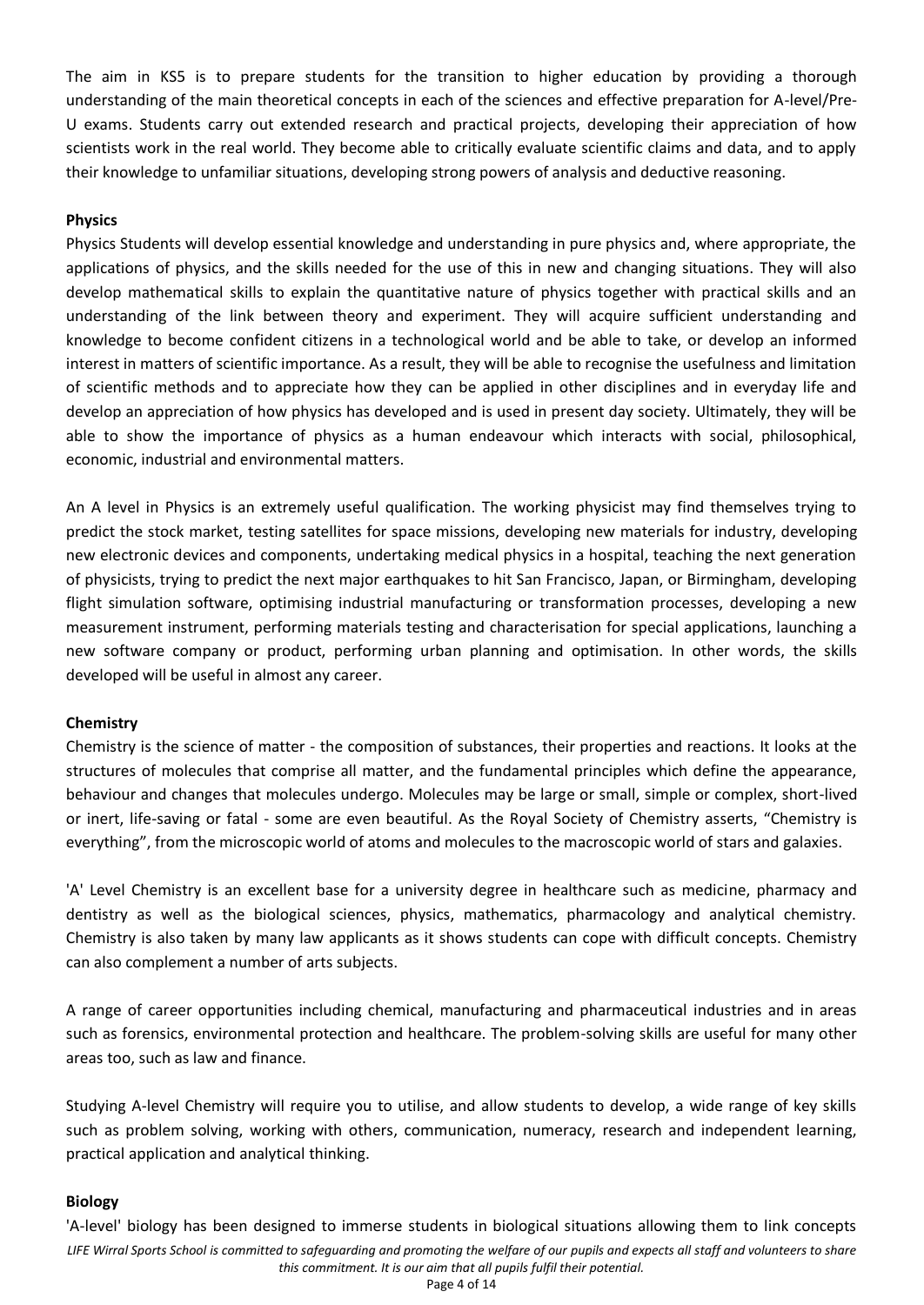The aim in KS5 is to prepare students for the transition to higher education by providing a thorough understanding of the main theoretical concepts in each of the sciences and effective preparation for A-level/Pre-U exams. Students carry out extended research and practical projects, developing their appreciation of how scientists work in the real world. They become able to critically evaluate scientific claims and data, and to apply their knowledge to unfamiliar situations, developing strong powers of analysis and deductive reasoning.

**Physics**

Physics Students will develop essential knowledge and understanding in pure physics and, where appropriate, the applications of physics, and the skills needed for the use of this in new and changing situations. They will also develop mathematical skills to explain the quantitative nature of physics together with practical skills and an understanding of the link between theory and experiment. They will acquire sufficient understanding and knowledge to become confident citizens in a technological world and be able to take, or develop an informed interest in matters of scientific importance. As a result, they will be able to recognise the usefulness and limitation of scientific methods and to appreciate how they can be applied in other disciplines and in everyday life and develop an appreciation of how physics has developed and is used in present day society. Ultimately, they will be able to show the importance of physics as a human endeavour which interacts with social, philosophical, economic, industrial and environmental matters.

An A level in Physics is an extremely useful qualification. The working physicist may find themselves trying to predict the stock market, testing satellites for space missions, developing new materials for industry, developing new electronic devices and components, undertaking medical physics in a hospital, teaching the next generation of physicists, trying to predict the next major earthquakes to hit San Francisco, Japan, or Birmingham, developing flight simulation software, optimising industrial manufacturing or transformation processes, developing a new measurement instrument, performing materials testing and characterisation for special applications, launching a new software company or product, performing urban planning and optimisation. In other words, the skills developed will be useful in almost any career.

**Chemistry**

Chemistry is the science of matter - the composition of substances, their properties and reactions. It looks at the structures of molecules that comprise all matter, and the fundamental principles which define the appearance, behaviour and changes that molecules undergo. Molecules may be large or small, simple or complex, short-lived or inert, life-saving or fatal - some are even beautiful. As the Royal Society of Chemistry asserts, "Chemistry is everything", from the microscopic world of atoms and molecules to the macroscopic world of stars and galaxies.

'A' Level Chemistry is an excellent base for a university degree in healthcare such as medicine, pharmacy and dentistry as well as the biological sciences, physics, mathematics, pharmacology and analytical chemistry. Chemistry is also taken by many law applicants as it shows students can cope with difficult concepts. Chemistry can also complement a number of arts subjects.

A range of career opportunities including chemical, manufacturing and pharmaceutical industries and in areas such as forensics, environmental protection and healthcare. The problem-solving skills are useful for many other areas too, such as law and finance.

Studying A-level Chemistry will require you to utilise, and allow students to develop, a wide range of key skills such as problem solving, working with others, communication, numeracy, research and independent learning, practical application and analytical thinking.

**Biology**

'A-level' biology has been designed to immerse students in biological situations allowing them to link concepts

*LIFE Wirral Sports School is committed to safeguarding and promoting the welfare of our pupils and expects all staff and volunteers to share this commitment. It is our aim that all pupils fulfil their potential.*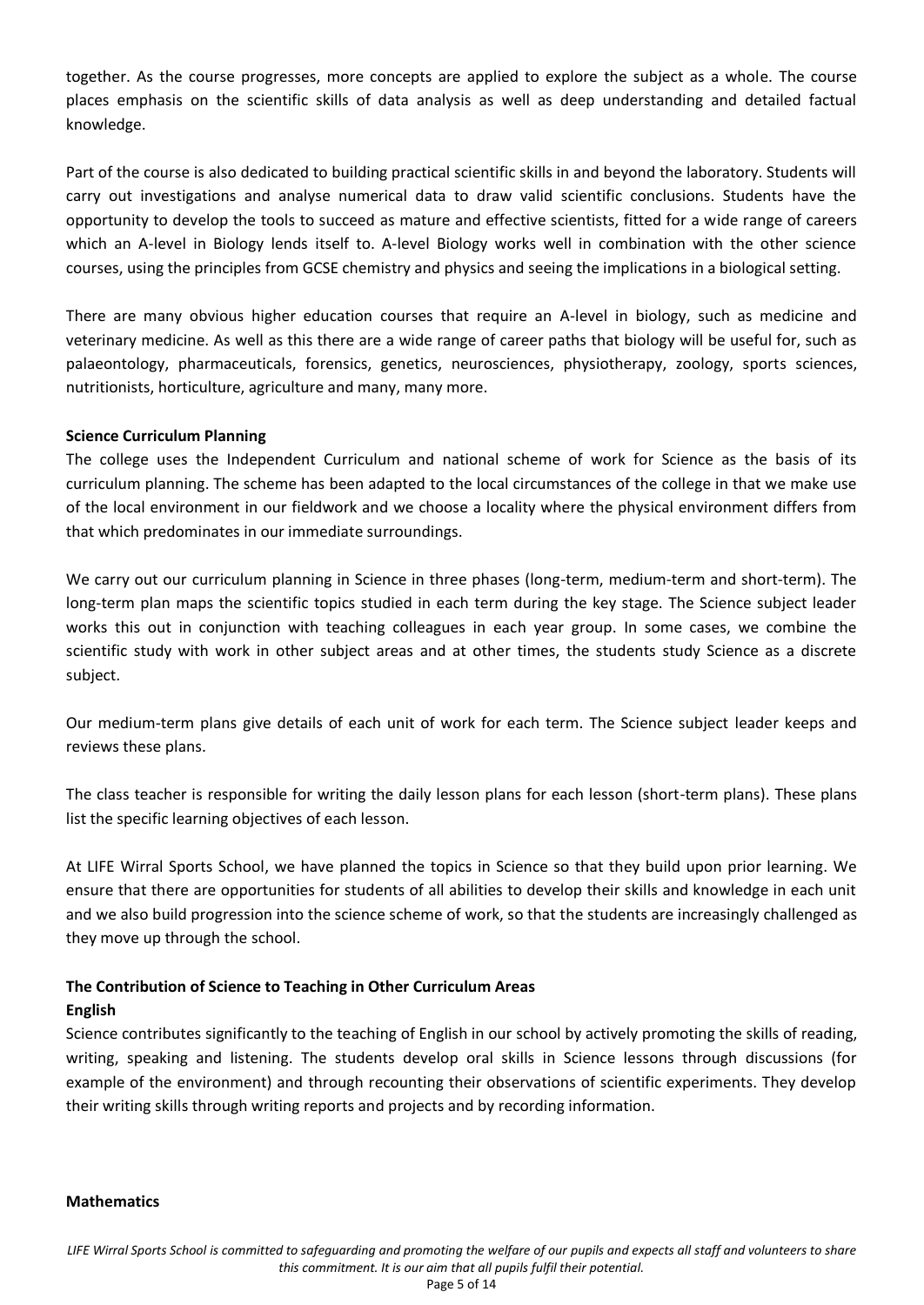together. As the course progresses, more concepts are applied to explore the subject as a whole. The course places emphasis on the scientific skills of data analysis as well as deep understanding and detailed factual knowledge.

Part of the course is also dedicated to building practical scientific skills in and beyond the laboratory. Students will carry out investigations and analyse numerical data to draw valid scientific conclusions. Students have the opportunity to develop the tools to succeed as mature and effective scientists, fitted for a wide range of careers which an A-level in Biology lends itself to. A-level Biology works well in combination with the other science courses, using the principles from GCSE chemistry and physics and seeing the implications in a biological setting.

There are many obvious higher education courses that require an A-level in biology, such as medicine and veterinary medicine. As well as this there are a wide range of career paths that biology will be useful for, such as palaeontology, pharmaceuticals, forensics, genetics, neurosciences, physiotherapy, zoology, sports sciences, nutritionists, horticulture, agriculture and many, many more.

**Science Curriculum Planning**

The college uses the Independent Curriculum and national scheme of work for Science as the basis of its curriculum planning. The scheme has been adapted to the local circumstances of the college in that we make use of the local environment in our fieldwork and we choose a locality where the physical environment differs from that which predominates in our immediate surroundings.

We carry out our curriculum planning in Science in three phases (long-term, medium-term and short-term). The long-term plan maps the scientific topics studied in each term during the key stage. The Science subject leader works this out in conjunction with teaching colleagues in each year group. In some cases, we combine the scientific study with work in other subject areas and at other times, the students study Science as a discrete subject.

Our medium-term plans give details of each unit of work for each term. The Science subject leader keeps and reviews these plans.

The class teacher is responsible for writing the daily lesson plans for each lesson (short-term plans). These plans list the specific learning objectives of each lesson.

At LIFE Wirral Sports School, we have planned the topics in Science so that they build upon prior learning. We ensure that there are opportunities for students of all abilities to develop their skills and knowledge in each unit and we also build progression into the science scheme of work, so that the students are increasingly challenged as they move up through the school.

**The Contribution of Science to Teaching in Other Curriculum Areas**

**English**

Science contributes significantly to the teaching of English in our school by actively promoting the skills of reading, writing, speaking and listening. The students develop oral skills in Science lessons through discussions (for example of the environment) and through recounting their observations of scientific experiments. They develop their writing skills through writing reports and projects and by recording information.

**Mathematics**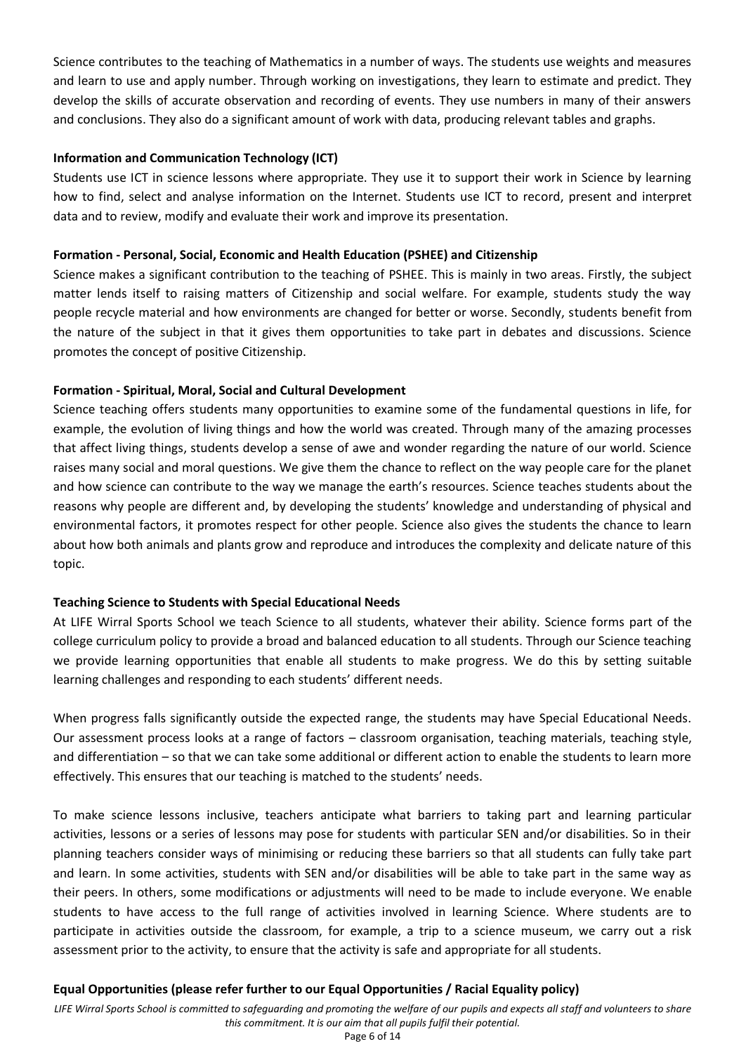Science contributes to the teaching of Mathematics in a number of ways. The students use weights and measures and learn to use and apply number. Through working on investigations, they learn to estimate and predict. They develop the skills of accurate observation and recording of events. They use numbers in many of their answers and conclusions. They also do a significant amount of work with data, producing relevant tables and graphs.

**Information and Communication Technology (ICT)**

Students use ICT in science lessons where appropriate. They use it to support their work in Science by learning how to find, select and analyse information on the Internet. Students use ICT to record, present and interpret data and to review, modify and evaluate their work and improve its presentation.

**Formation - Personal, Social, Economic and Health Education (PSHEE) and Citizenship**

Science makes a significant contribution to the teaching of PSHEE. This is mainly in two areas. Firstly, the subject matter lends itself to raising matters of Citizenship and social welfare. For example, students study the way people recycle material and how environments are changed for better or worse. Secondly, students benefit from the nature of the subject in that it gives them opportunities to take part in debates and discussions. Science promotes the concept of positive Citizenship.

**Formation - Spiritual, Moral, Social and Cultural Development**

Science teaching offers students many opportunities to examine some of the fundamental questions in life, for example, the evolution of living things and how the world was created. Through many of the amazing processes that affect living things, students develop a sense of awe and wonder regarding the nature of our world. Science raises many social and moral questions. We give them the chance to reflect on the way people care for the planet and how science can contribute to the way we manage the earth's resources. Science teaches students about the reasons why people are different and, by developing the students' knowledge and understanding of physical and environmental factors, it promotes respect for other people. Science also gives the students the chance to learn about how both animals and plants grow and reproduce and introduces the complexity and delicate nature of this topic.

**Teaching Science to Students with Special Educational Needs**

At LIFE Wirral Sports School we teach Science to all students, whatever their ability. Science forms part of the college curriculum policy to provide a broad and balanced education to all students. Through our Science teaching we provide learning opportunities that enable all students to make progress. We do this by setting suitable learning challenges and responding to each students' different needs.

When progress falls significantly outside the expected range, the students may have Special Educational Needs. Our assessment process looks at a range of factors – classroom organisation, teaching materials, teaching style, and differentiation – so that we can take some additional or different action to enable the students to learn more effectively. This ensures that our teaching is matched to the students' needs.

To make science lessons inclusive, teachers anticipate what barriers to taking part and learning particular activities, lessons or a series of lessons may pose for students with particular SEN and/or disabilities. So in their planning teachers consider ways of minimising or reducing these barriers so that all students can fully take part and learn. In some activities, students with SEN and/or disabilities will be able to take part in the same way as their peers. In others, some modifications or adjustments will need to be made to include everyone. We enable students to have access to the full range of activities involved in learning Science. Where students are to participate in activities outside the classroom, for example, a trip to a science museum, we carry out a risk assessment prior to the activity, to ensure that the activity is safe and appropriate for all students.

**Equal Opportunities (please refer further to our Equal Opportunities / Racial Equality policy)**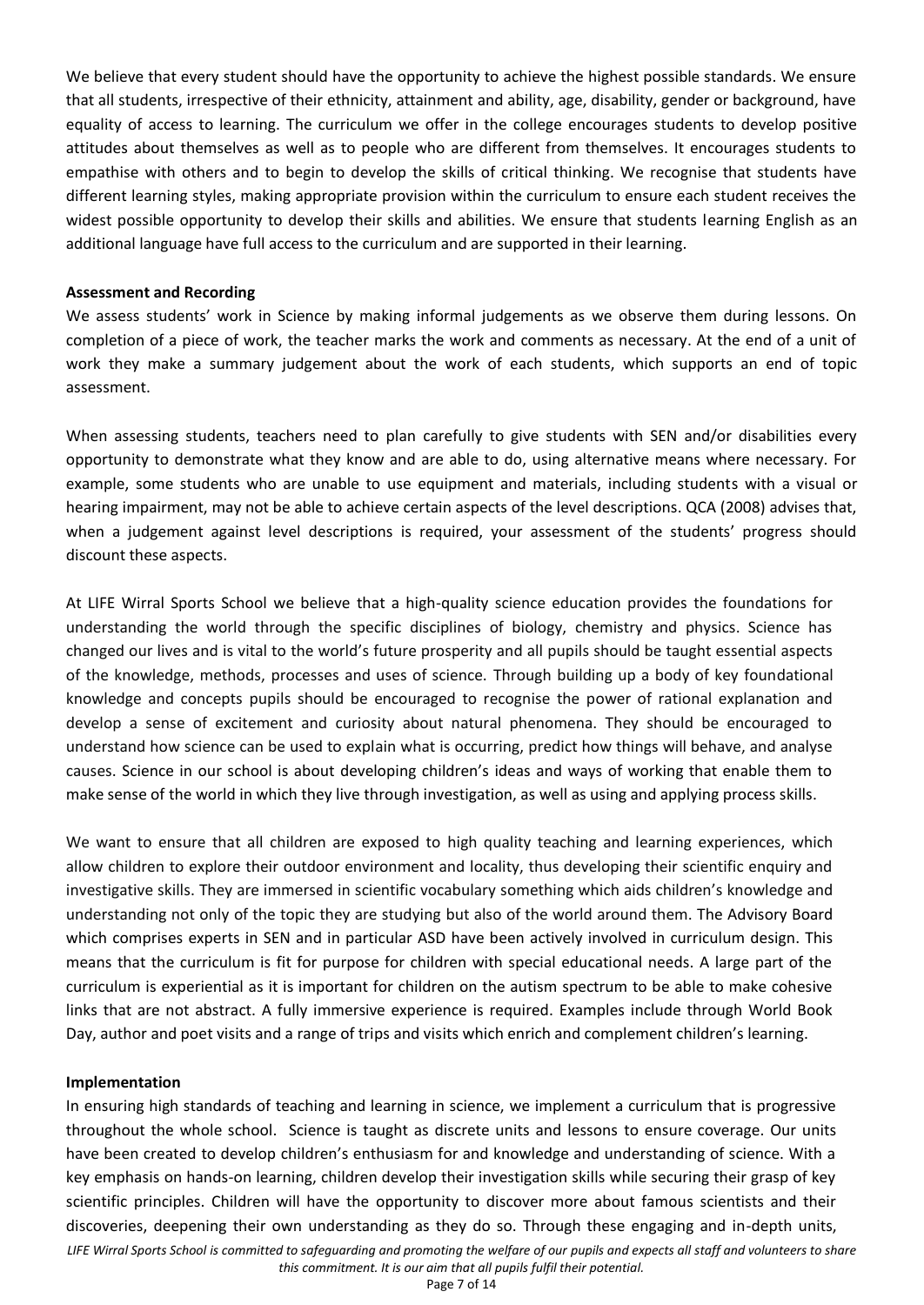We believe that every student should have the opportunity to achieve the highest possible standards. We ensure that all students, irrespective of their ethnicity, attainment and ability, age, disability, gender or background, have equality of access to learning. The curriculum we offer in the college encourages students to develop positive attitudes about themselves as well as to people who are different from themselves. It encourages students to empathise with others and to begin to develop the skills of critical thinking. We recognise that students have different learning styles, making appropriate provision within the curriculum to ensure each student receives the widest possible opportunity to develop their skills and abilities. We ensure that students learning English as an additional language have full access to the curriculum and are supported in their learning.

**Assessment and Recording**

We assess students' work in Science by making informal judgements as we observe them during lessons. On completion of a piece of work, the teacher marks the work and comments as necessary. At the end of a unit of work they make a summary judgement about the work of each students, which supports an end of topic assessment.

When assessing students, teachers need to plan carefully to give students with SEN and/or disabilities every opportunity to demonstrate what they know and are able to do, using alternative means where necessary. For example, some students who are unable to use equipment and materials, including students with a visual or hearing impairment, may not be able to achieve certain aspects of the level descriptions. QCA (2008) advises that, when a judgement against level descriptions is required, your assessment of the students' progress should discount these aspects.

At LIFE Wirral Sports School we believe that a high-quality science education provides the foundations for understanding the world through the specific disciplines of biology, chemistry and physics. Science has changed our lives and is vital to the world's future prosperity and all pupils should be taught essential aspects of the knowledge, methods, processes and uses of science. Through building up a body of key foundational knowledge and concepts pupils should be encouraged to recognise the power of rational explanation and develop a sense of excitement and curiosity about natural phenomena. They should be encouraged to understand how science can be used to explain what is occurring, predict how things will behave, and analyse causes. Science in our school is about developing children's ideas and ways of working that enable them to make sense of the world in which they live through investigation, as well as using and applying process skills.

We want to ensure that all children are exposed to high quality teaching and learning experiences, which allow children to explore their outdoor environment and locality, thus developing their scientific enquiry and investigative skills. They are immersed in scientific vocabulary something which aids children's knowledge and understanding not only of the topic they are studying but also of the world around them. The Advisory Board which comprises experts in SEN and in particular ASD have been actively involved in curriculum design. This means that the curriculum is fit for purpose for children with special educational needs. A large part of the curriculum is experiential as it is important for children on the autism spectrum to be able to make cohesive links that are not abstract. A fully immersive experience is required. Examples include through World Book Day, author and poet visits and a range of trips and visits which enrich and complement children's learning.

**Implementation**

In ensuring high standards of teaching and learning in science, we implement a curriculum that is progressive throughout the whole school. Science is taught as discrete units and lessons to ensure coverage. Our units have been created to develop children's enthusiasm for and knowledge and understanding of science. With a key emphasis on hands-on learning, children develop their investigation skills while securing their grasp of key scientific principles. Children will have the opportunity to discover more about famous scientists and their discoveries, deepening their own understanding as they do so. Through these engaging and in-depth units,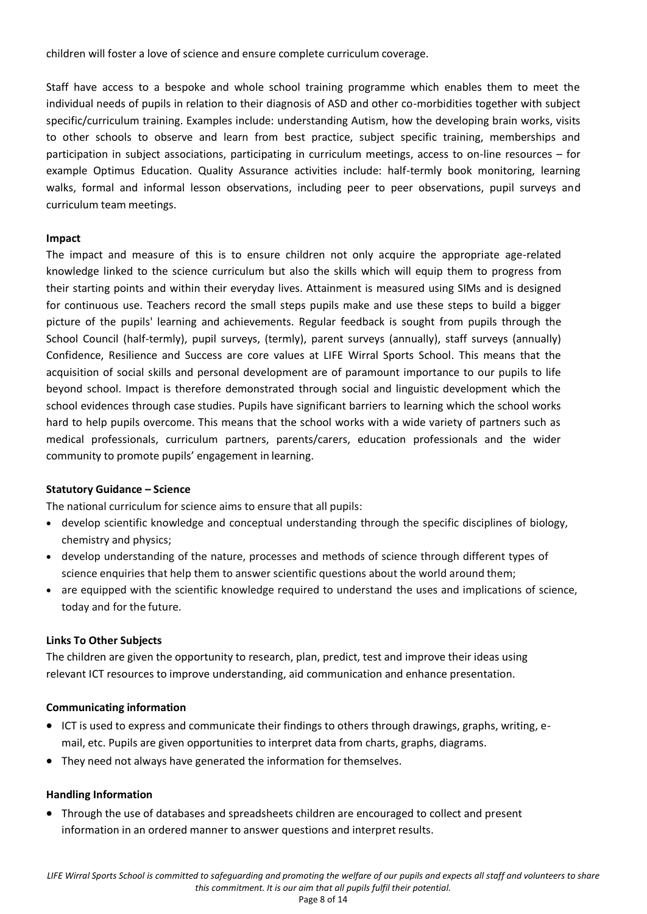children will foster a love of science and ensure complete curriculum coverage.

Staff have access to a bespoke and whole school training programme which enables them to meet the individual needs of pupils in relation to their diagnosis of ASD and other co-morbidities together with subject specific/curriculum training. Examples include: understanding Autism, how the developing brain works, visits to other schools to observe and learn from best practice, subject specific training, memberships and participation in subject associations, participating in curriculum meetings, access to on-line resources – for example Optimus Education. Quality Assurance activities include: half-termly book monitoring, learning walks, formal and informal lesson observations, including peer to peer observations, pupil surveys and curriculum team meetings.

**Impact**

The impact and measure of this is to ensure children not only acquire the appropriate age-related knowledge linked to the science curriculum but also the skills which will equip them to progress from their starting points and within their everyday lives. Attainment is measured using SIMs and is designed for continuous use. Teachers record the small steps pupils make and use these steps to build a bigger picture of the pupils' learning and achievements. Regular feedback is sought from pupils through the School Council (half-termly), pupil surveys, (termly), parent surveys (annually), staff surveys (annually) Confidence, Resilience and Success are core values at LIFE Wirral Sports School. This means that the acquisition of social skills and personal development are of paramount importance to our pupils to life beyond school. Impact is therefore demonstrated through social and linguistic development which the school evidences through case studies. Pupils have significant barriers to learning which the school works hard to help pupils overcome. This means that the school works with a wide variety of partners such as medical professionals, curriculum partners, parents/carers, education professionals and the wider community to promote pupils' engagement in learning.

**Statutory Guidance – Science**

The national curriculum for science aims to ensure that all pupils:

- develop scientific knowledge and conceptual understanding through the specific disciplines of biology, chemistry and physics;
- develop understanding of the nature, processes and methods of science through different types of science enquiries that help them to answer scientific questions about the world around them;
- are equipped with the scientific knowledge required to understand the uses and implications of science, today and for the future.

**Links To Other Subjects**

The children are given the opportunity to research, plan, predict, test and improve their ideas using relevant ICT resources to improve understanding, aid communication and enhance presentation.

**Communicating information**

- ICT is used to express and communicate their findings to others through drawings, graphs, writing, e-mail, etc. Pupils are given opportunities to interpret data from charts, graphs, diagrams.
- They need not always have generated the information for themselves.

**Handling Information**

- Through the use of databases and spreadsheets children are encouraged to collect and present information in an ordered manner to answer questions and interpret results.

*LIFE Wirral Sports School is committed to safeguarding and promoting the welfare of our pupils and expects all staff and volunteers to share this commitment. It is our aim that all pupils fulfil their potential.*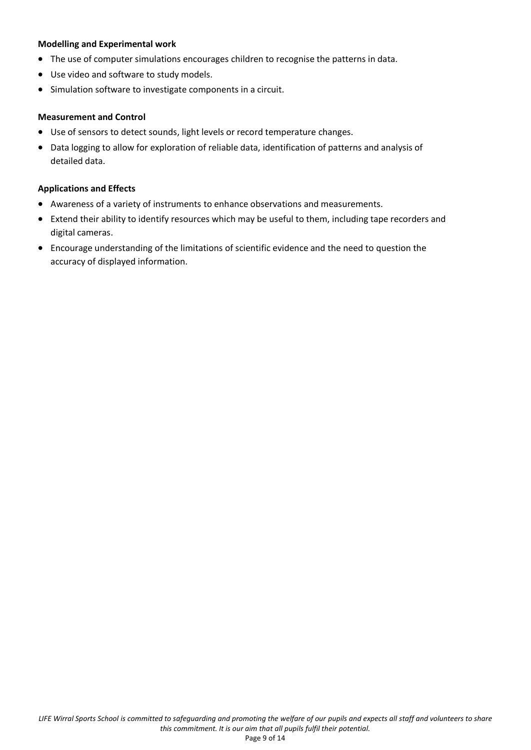**Modelling and Experimental work**

- The use of computer simulations encourages children to recognise the patterns in data.
- Use video and software to study models.
- Simulation software to investigate components in a circuit.

**Measurement and Control**

- Use of sensors to detect sounds, light levels or record temperature changes.
- Data logging to allow for exploration of reliable data, identification of patterns and analysis of detailed data.

**Applications and Effects**

- Awareness of a variety of instruments to enhance observations and measurements.
- Extend their ability to identify resources which may be useful to them, including tape recorders and digital cameras.
- Encourage understanding of the limitations of scientific evidence and the need to question the accuracy of displayed information.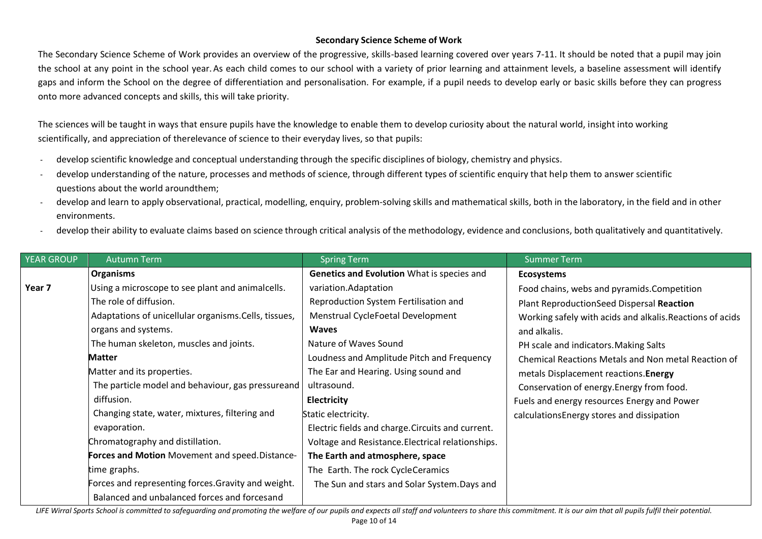## Secondary Science Scheme of Work

The Secondary Science Scheme of Work provides an overview of the progressive, skills-based learning covered over years 7-11. It should be noted that a pupil may join the school at any point in the school year. As each child comes to our school with a variety of prior learning and attainment levels, a baseline assessment will identify gaps and inform the School on the degree of differentiation and personalisation. For example, if a pupil needs to develop early or basic skills before they can progress onto more advanced concepts and skills, this will take priority.

The sciences will be taught in ways that ensure pupils have the knowledge to enable them to develop curiosity about the natural world, insight into working scientifically, and appreciation of therelevance of science to their everyday lives, so that pupils:

- develop scientific knowledge and conceptual understanding through the specific disciplines of biology, chemistry and physics.
- develop understanding of the nature, processes and methods of science, through different types of scientific enquiry that help them to answer scientific questions about the world aroundthem;
- develop and learn to apply observational, practical, modelling, enquiry, problem-solving skills and mathematical skills, both in the laboratory, in the field and in other environments.
- develop their ability to evaluate claims based on science through critical analysis of the methodology, evidence and conclusions, both qualitatively and quantitatively.

| YEAR GROUP | Autumn Term | Spring Term | Summer Term |
| --- | --- | --- | --- |
| **Year 7** | **Organisms**<br>Using a microscope to see plant and animalcells.<br>The role of diffusion.<br>Adaptations of unicellular organisms.Cells, tissues, organs and systems.<br>The human skeleton, muscles and joints.<br>**Matter**<br>Matter and its properties.<br>The particle model and behaviour, gas pressureand diffusion.<br>Changing state, water, mixtures, filtering and evaporation.<br>Chromatography and distillation.<br>**Forces and Motion** Movement and speed.Distance-time graphs.<br>Forces and representing forces.Gravity and weight.<br>Balanced and unbalanced forces and forcesand | **Genetics and Evolution** What is species and variation.Adaptation<br>Reproduction System Fertilisation and Menstrual CycleFoetal Development<br>**Waves**<br>Nature of Waves Sound<br>Loudness and Amplitude Pitch and Frequency<br>The Ear and Hearing. Using sound and ultrasound.<br>**Electricity**<br>Static electricity.<br>Electric fields and charge.Circuits and current.<br>Voltage and Resistance.Electrical relationships.<br>**The Earth and atmosphere, space**<br>The Earth. The rock CycleCeramics<br>The Sun and stars and Solar System.Days and | **Ecosystems**<br>Food chains, webs and pyramids.Competition<br>Plant ReproductionSeed Dispersal **Reaction**<br>Working safely with acids and alkalis.Reactions of acids and alkalis.<br>PH scale and indicators.Making Salts<br>Chemical Reactions Metals and Non metal Reaction of metals Displacement reactions.**Energy**<br>Conservation of energy.Energy from food.<br>Fuels and energy resources Energy and Power calculationsEnergy stores and dissipation |

*LIFE Wirral Sports School is committed to safeguarding and promoting the welfare of our pupils and expects all staff and volunteers to share this commitment. It is our aim that all pupils fulfil their potential.*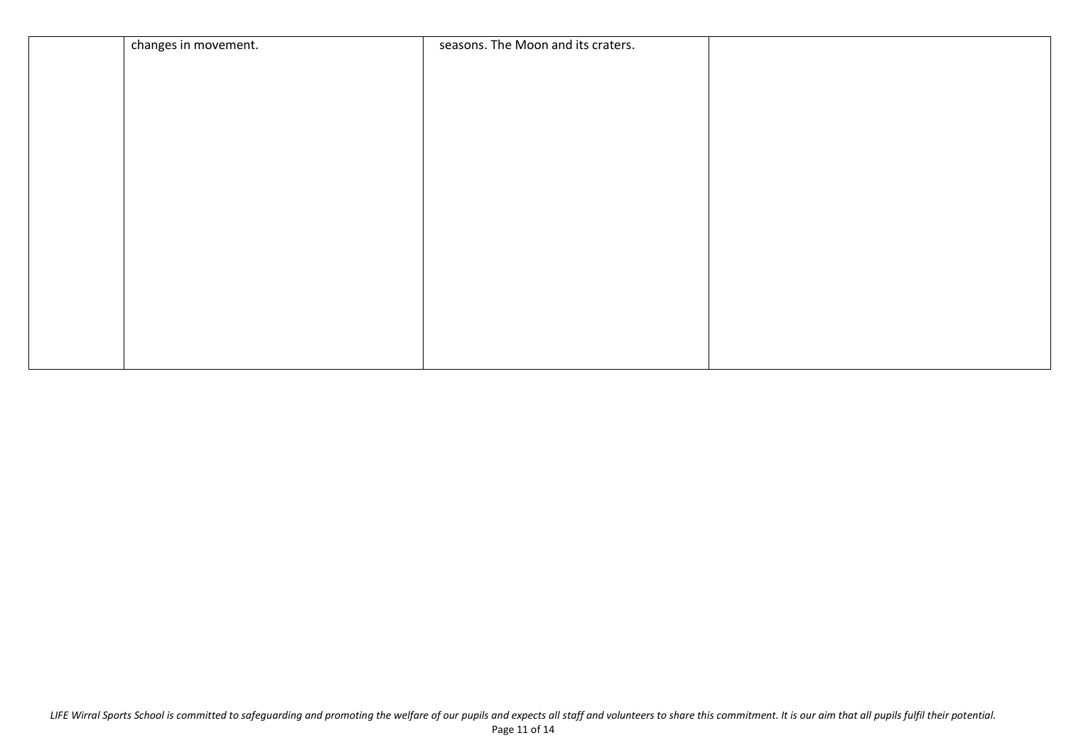| | | | |
|---|---|---|---|
| | changes in movement. | seasons. The Moon and its craters. | |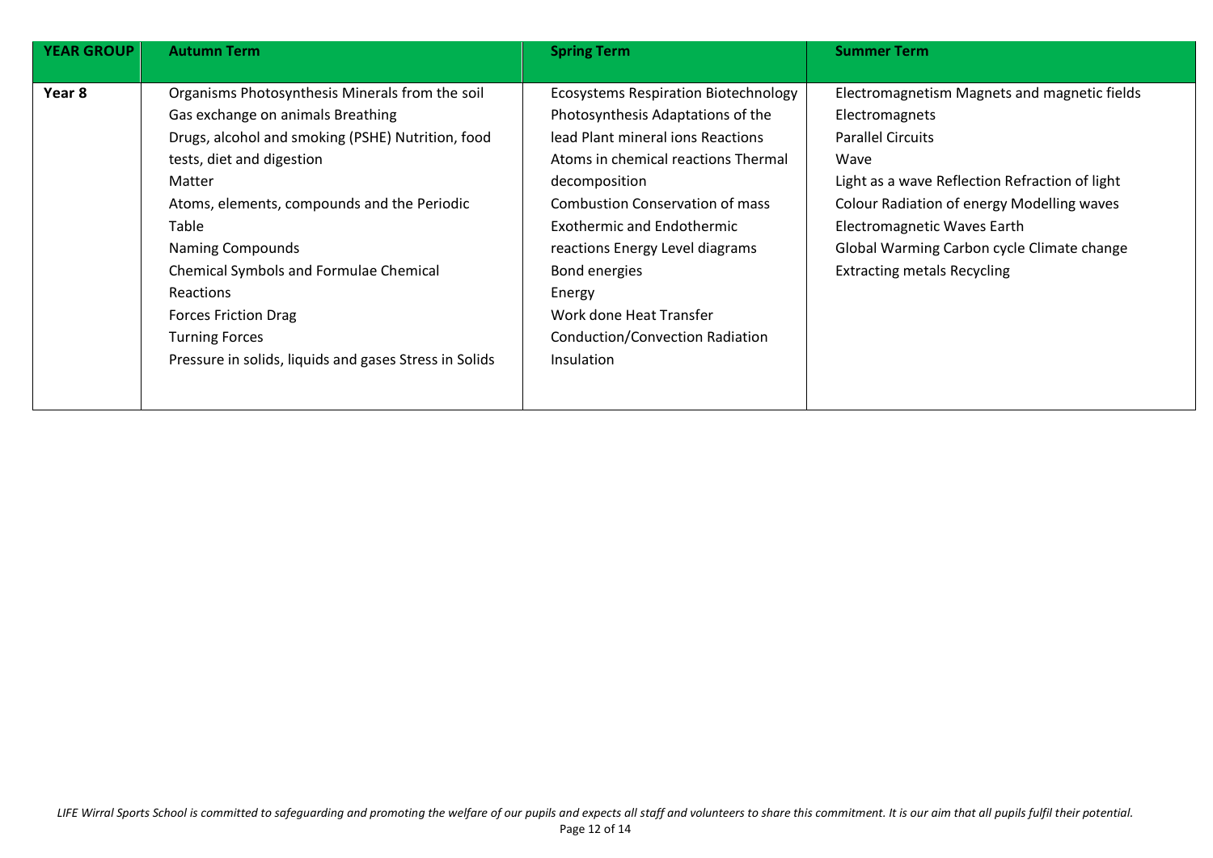| YEAR GROUP | Autumn Term | Spring Term | Summer Term |
|---|---|---|---|
| Year 8 | Organisms Photosynthesis Minerals from the soil<br>Gas exchange on animals Breathing<br>Drugs, alcohol and smoking (PSHE) Nutrition, food tests, diet and digestion<br>Matter<br>Atoms, elements, compounds and the Periodic Table<br>Naming Compounds<br>Chemical Symbols and Formulae Chemical Reactions<br>Forces Friction Drag<br>Turning Forces<br>Pressure in solids, liquids and gases Stress in Solids | Ecosystems Respiration Biotechnology Photosynthesis Adaptations of the lead Plant mineral ions Reactions Atoms in chemical reactions Thermal decomposition<br>Combustion Conservation of mass<br>Exothermic and Endothermic reactions Energy Level diagrams<br>Bond energies<br>Energy<br>Work done Heat Transfer<br>Conduction/Convection Radiation<br>Insulation | Electromagnetism Magnets and magnetic fields<br>Electromagnets<br>Parallel Circuits<br>Wave<br>Light as a wave Reflection Refraction of light<br>Colour Radiation of energy Modelling waves<br>Electromagnetic Waves Earth<br>Global Warming Carbon cycle Climate change<br>Extracting metals Recycling |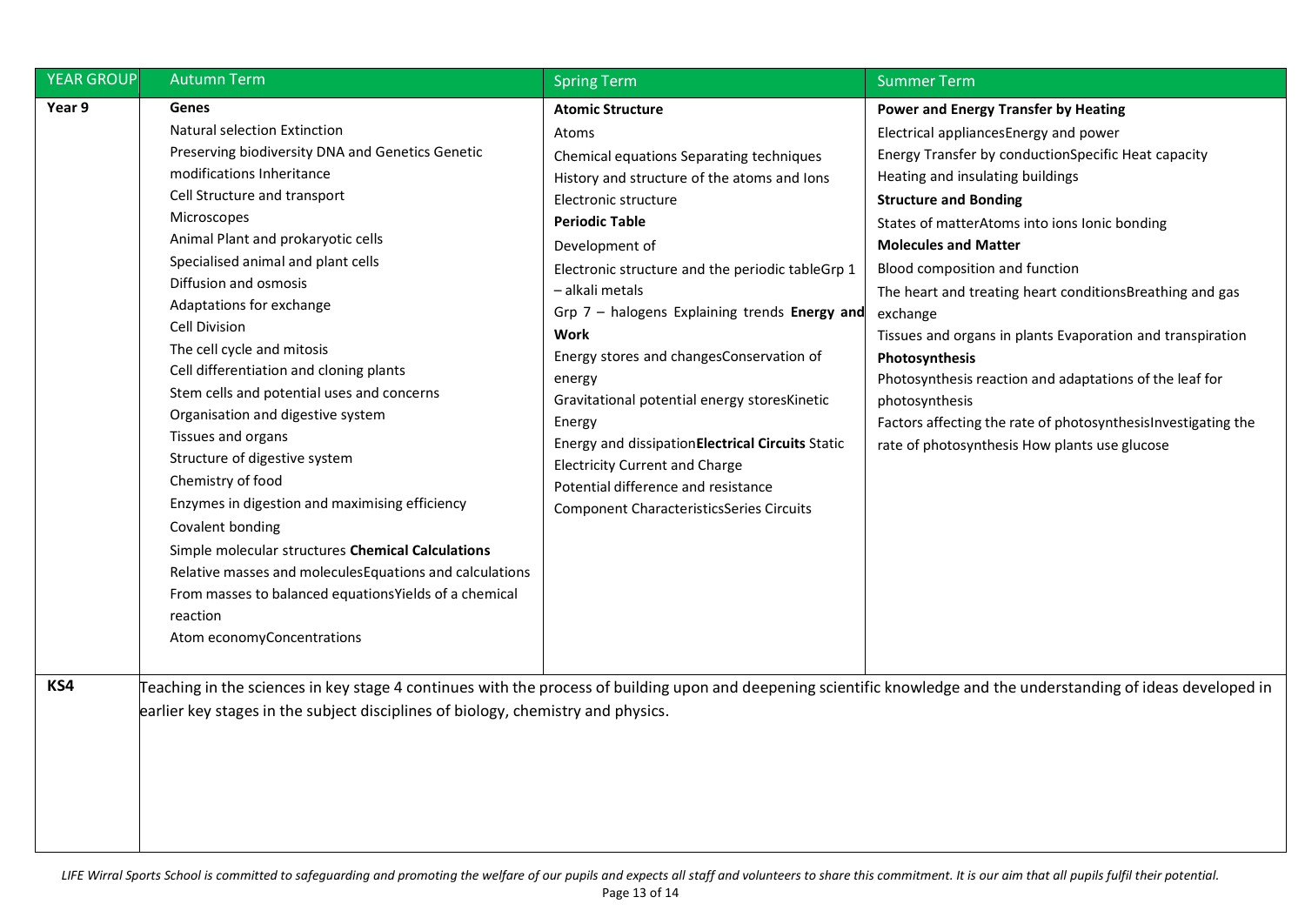| YEAR GROUP | Autumn Term | Spring Term | Summer Term |
| --- | --- | --- | --- |
| **Year 9** | **Genes**<br>Natural selection Extinction<br>Preserving biodiversity DNA and Genetics Genetic modifications Inheritance<br>Cell Structure and transport<br>Microscopes<br>Animal Plant and prokaryotic cells<br>Specialised animal and plant cells<br>Diffusion and osmosis<br>Adaptations for exchange<br>Cell Division<br>The cell cycle and mitosis<br>Cell differentiation and cloning plants<br>Stem cells and potential uses and concerns<br>Organisation and digestive system<br>Tissues and organs<br>Structure of digestive system<br>Chemistry of food<br>Enzymes in digestion and maximising efficiency<br>Covalent bonding<br>Simple molecular structures **Chemical Calculations**<br>Relative masses and moleculesEquations and calculations<br>From masses to balanced equationsYields of a chemical reaction<br>Atom economyConcentrations | **Atomic Structure**<br>Atoms<br>Chemical equations Separating techniques<br>History and structure of the atoms and Ions<br>Electronic structure<br>**Periodic Table**<br>Development of<br>Electronic structure and the periodic tableGrp 1 – alkali metals<br>Grp 7 – halogens Explaining trends **Energy and Work**<br>Energy stores and changesConservation of energy<br>Gravitational potential energy storesKinetic Energy<br>Energy and dissipation**Electrical Circuits** Static Electricity Current and Charge<br>Potential difference and resistance<br>Component CharacteristicsSeries Circuits | **Power and Energy Transfer by Heating**<br>Electrical appliancesEnergy and power<br>Energy Transfer by conductionSpecific Heat capacity<br>Heating and insulating buildings<br>**Structure and Bonding**<br>States of matterAtoms into ions Ionic bonding<br>**Molecules and Matter**<br>Blood composition and function<br>The heart and treating heart conditionsBreathing and gas exchange<br>Tissues and organs in plants Evaporation and transpiration<br>**Photosynthesis**<br>Photosynthesis reaction and adaptations of the leaf for photosynthesis<br>Factors affecting the rate of photosynthesisInvestigating the rate of photosynthesis How plants use glucose |
| **KS4** | Teaching in the sciences in key stage 4 continues with the process of building upon and deepening scientific knowledge and the understanding of ideas developed in earlier key stages in the subject disciplines of biology, chemistry and physics. | | |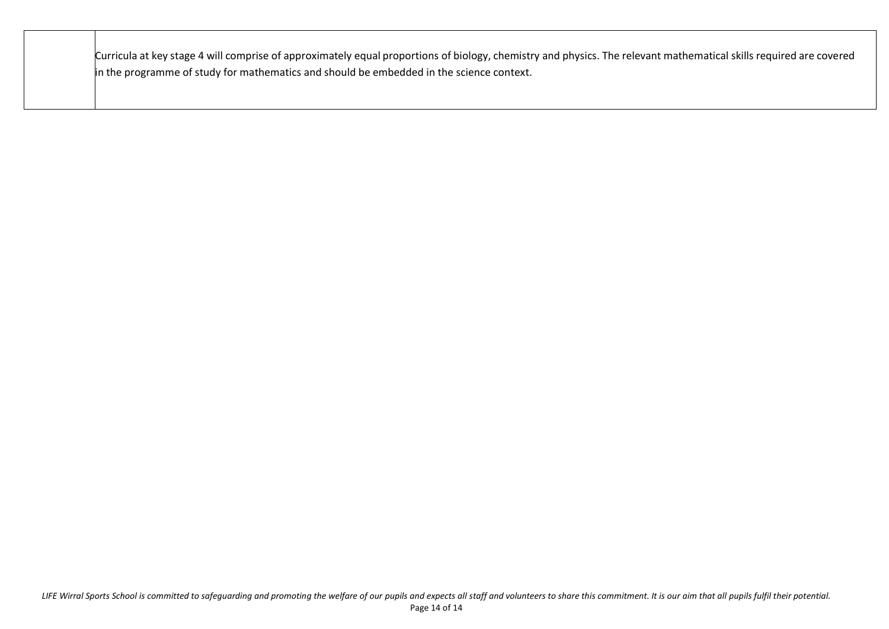| | |
|---|---|
| | Curricula at key stage 4 will comprise of approximately equal proportions of biology, chemistry and physics. The relevant mathematical skills required are covered in the programme of study for mathematics and should be embedded in the science context. |